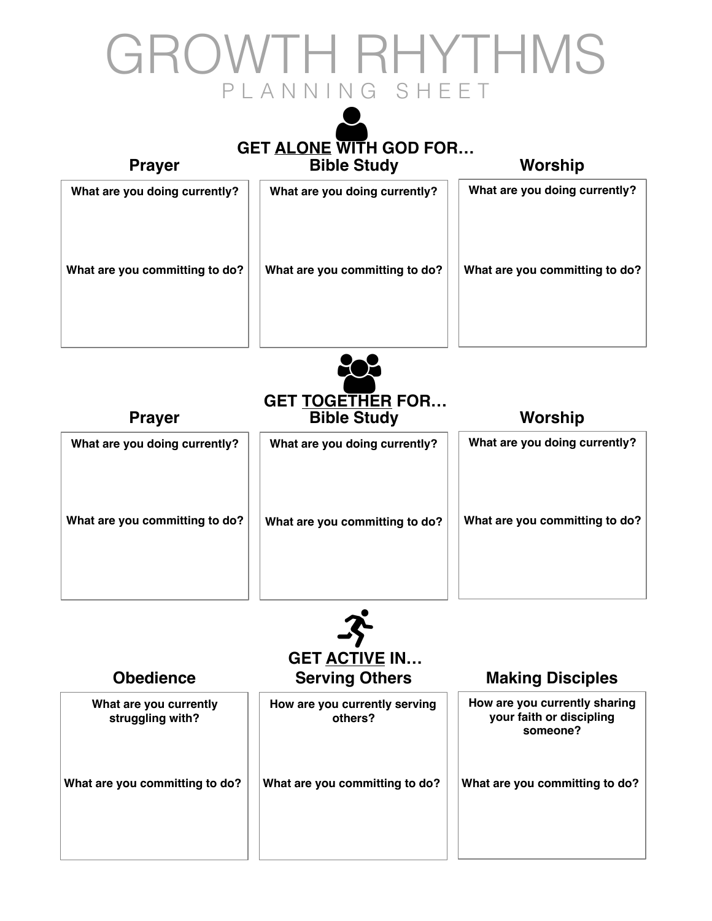# GROWTH RHYTHMS

PLANNING SHEET

## GET <u>ALONE</u> WITH GOD FOR…

### Prayer

**What are you doing currently?**

**What are you committing to do?**

### Bible Study

**What are you doing currently?**

**What are you committing to do?**

### Worship

**What are you doing currently?**

**What are you committing to do?**

## GET <u>TOGETHER</u> FOR…

### Prayer

**What are you doing currently?**

**What are you committing to do?**

### Bible Study

**What are you doing currently?**

**What are you committing to do?**

### Worship

**What are you doing currently?**

**What are you committing to do?**

## GET <u>ACTIVE</u> IN…

### Obedience

**What are you currently struggling with?**

**What are you committing to do?**

### Serving Others

**How are you currently serving others?**

**What are you committing to do?**

### Making Disciples

**How are you currently sharing your faith or discipling someone?**

**What are you committing to do?**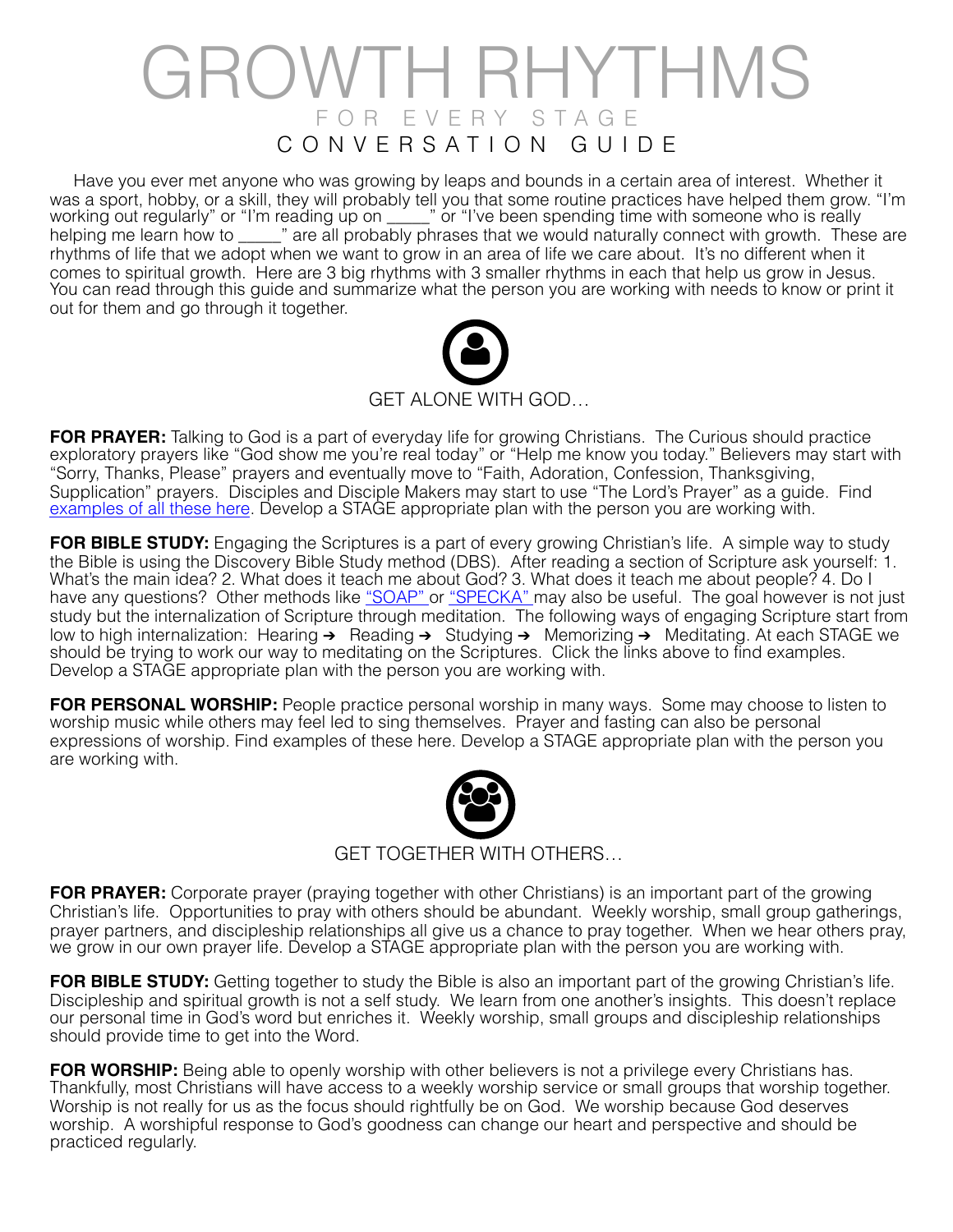# GROWTH RHYTHMS

FOR EVERY STAGE

## CONVERSATION GUIDE

Have you ever met anyone who was growing by leaps and bounds in a certain area of interest. Whether it was a sport, hobby, or a skill, they will probably tell you that some routine practices have helped them grow. "I'm working out regularly" or "I'm reading up on _____" or "I've been spending time with someone who is really helping me learn how to _____" are all probably phrases that we would naturally connect with growth. These are rhythms of life that we adopt when we want to grow in an area of life we care about. It's no different when it comes to spiritual growth. Here are 3 big rhythms with 3 smaller rhythms in each that help us grow in Jesus. You can read through this guide and summarize what the person you are working with needs to know or print it out for them and go through it together.

### GET ALONE WITH GOD…

**FOR PRAYER:** Talking to God is a part of everyday life for growing Christians. The Curious should practice exploratory prayers like "God show me you're real today" or "Help me know you today." Believers may start with "Sorry, Thanks, Please" prayers and eventually move to "Faith, Adoration, Confession, Thanksgiving, Supplication" prayers. Disciples and Disciple Makers may start to use "The Lord's Prayer" as a guide. Find examples of all these here. Develop a STAGE appropriate plan with the person you are working with.

**FOR BIBLE STUDY:** Engaging the Scriptures is a part of every growing Christian's life. A simple way to study the Bible is using the Discovery Bible Study method (DBS). After reading a section of Scripture ask yourself: 1. What's the main idea? 2. What does it teach me about God? 3. What does it teach me about people? 4. Do I have any questions? Other methods like "SOAP" or "SPECKA" may also be useful. The goal however is not just study but the internalization of Scripture through meditation. The following ways of engaging Scripture start from low to high internalization: Hearing ➔ Reading ➔ Studying ➔ Memorizing ➔ Meditating. At each STAGE we should be trying to work our way to meditating on the Scriptures. Click the links above to find examples. Develop a STAGE appropriate plan with the person you are working with.

**FOR PERSONAL WORSHIP:** People practice personal worship in many ways. Some may choose to listen to worship music while others may feel led to sing themselves. Prayer and fasting can also be personal expressions of worship. Find examples of these here. Develop a STAGE appropriate plan with the person you are working with.

### GET TOGETHER WITH OTHERS…

**FOR PRAYER:** Corporate prayer (praying together with other Christians) is an important part of the growing Christian's life. Opportunities to pray with others should be abundant. Weekly worship, small group gatherings, prayer partners, and discipleship relationships all give us a chance to pray together. When we hear others pray, we grow in our own prayer life. Develop a STAGE appropriate plan with the person you are working with.

**FOR BIBLE STUDY:** Getting together to study the Bible is also an important part of the growing Christian's life. Discipleship and spiritual growth is not a self study. We learn from one another's insights. This doesn't replace our personal time in God's word but enriches it. Weekly worship, small groups and discipleship relationships should provide time to get into the Word.

**FOR WORSHIP:** Being able to openly worship with other believers is not a privilege every Christians has. Thankfully, most Christians will have access to a weekly worship service or small groups that worship together. Worship is not really for us as the focus should rightfully be on God. We worship because God deserves worship. A worshipful response to God's goodness can change our heart and perspective and should be practiced regularly.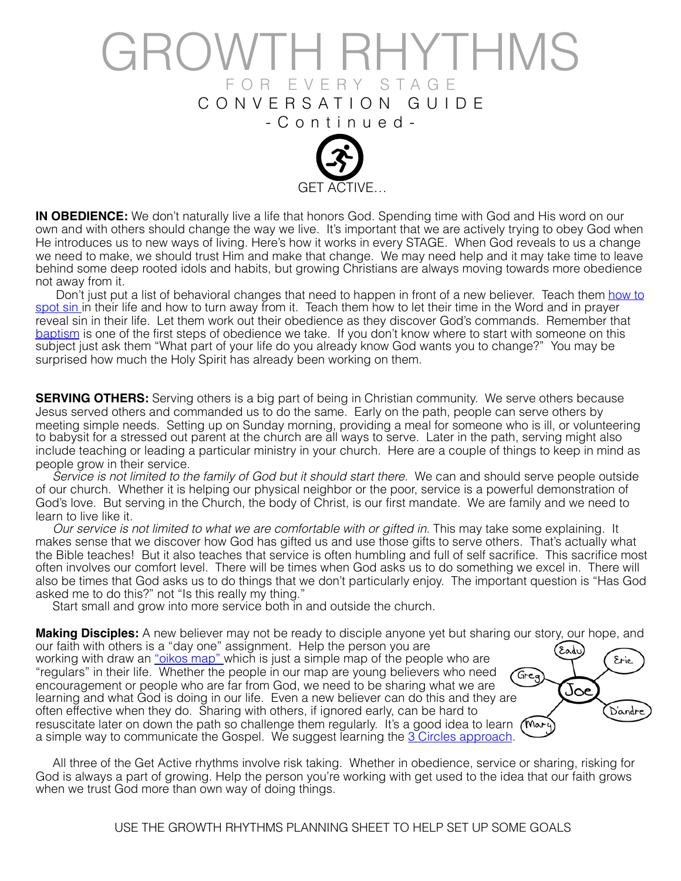# GROWTH RHYTHMS

FOR EVERY STAGE

CONVERSATION GUIDE

- Continued -

GET ACTIVE…

**IN OBEDIENCE:** We don't naturally live a life that honors God. Spending time with God and His word on our own and with others should change the way we live. It's important that we are actively trying to obey God when He introduces us to new ways of living. Here's how it works in every STAGE. When God reveals to us a change we need to make, we should trust Him and make that change. We may need help and it may take time to leave behind some deep rooted idols and habits, but growing Christians are always moving towards more obedience not away from it.

Don't just put a list of behavioral changes that need to happen in front of a new believer. Teach them how to spot sin in their life and how to turn away from it. Teach them how to let their time in the Word and in prayer reveal sin in their life. Let them work out their obedience as they discover God's commands. Remember that baptism is one of the first steps of obedience we take. If you don't know where to start with someone on this subject just ask them "What part of your life do you already know God wants you to change?" You may be surprised how much the Holy Spirit has already been working on them.

**SERVING OTHERS:** Serving others is a big part of being in Christian community. We serve others because Jesus served others and commanded us to do the same. Early on the path, people can serve others by meeting simple needs. Setting up on Sunday morning, providing a meal for someone who is ill, or volunteering to babysit for a stressed out parent at the church are all ways to serve. Later in the path, serving might also include teaching or leading a particular ministry in your church. Here are a couple of things to keep in mind as people grow in their service.

*Service is not limited to the family of God but it should start there.* We can and should serve people outside of our church. Whether it is helping our physical neighbor or the poor, service is a powerful demonstration of God's love. But serving in the Church, the body of Christ, is our first mandate. We are family and we need to learn to live like it.

*Our service is not limited to what we are comfortable with or gifted in.* This may take some explaining. It makes sense that we discover how God has gifted us and use those gifts to serve others. That's actually what the Bible teaches! But it also teaches that service is often humbling and full of self sacrifice. This sacrifice most often involves our comfort level. There will be times when God asks us to do something we excel in. There will also be times that God asks us to do things that we don't particularly enjoy. The important question is "Has God asked me to do this?" not "Is this really my thing."

Start small and grow into more service both in and outside the church.

**Making Disciples:** A new believer may not be ready to disciple anyone yet but sharing our story, our hope, and our faith with others is a "day one" assignment. Help the person you are working with draw an "oikos map" which is just a simple map of the people who are "regulars" in their life. Whether the people in our map are young believers who need encouragement or people who are far from God, we need to be sharing what we are learning and what God is doing in our life. Even a new believer can do this and they are often effective when they do. Sharing with others, if ignored early, can be hard to resuscitate later on down the path so challenge them regularly. It's a good idea to learn a simple way to communicate the Gospel. We suggest learning the 3 Circles approach.

Eadu
Eric
Greg
Joe
D'andre
Mary

All three of the Get Active rhythms involve risk taking. Whether in obedience, service or sharing, risking for God is always a part of growing. Help the person you're working with get used to the idea that our faith grows when we trust God more than own way of doing things.

USE THE GROWTH RHYTHMS PLANNING SHEET TO HELP SET UP SOME GOALS